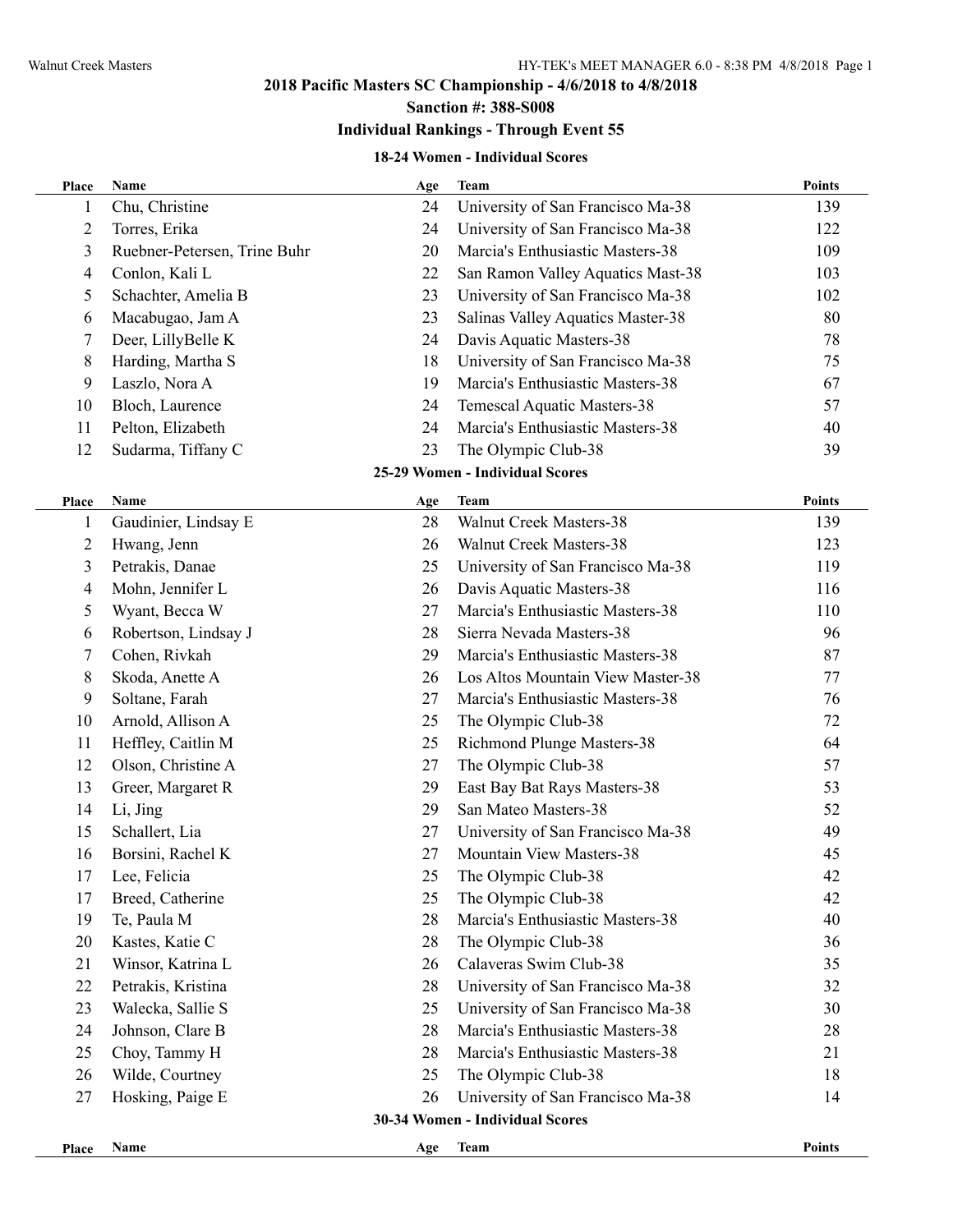# 2018 Pacific Masters SC Championship - 4/6/2018 to 4/8/2018

## Sanction #: 388-S008

## Individual Rankings - Through Event 55

### 18-24 Women - Individual Scores

| Place | Name | Age | Team | Points |
|---|---|---|---|---|
| 1 | Chu, Christine | 24 | University of San Francisco Ma-38 | 139 |
| 2 | Torres, Erika | 24 | University of San Francisco Ma-38 | 122 |
| 3 | Ruebner-Petersen, Trine Buhr | 20 | Marcia's Enthusiastic Masters-38 | 109 |
| 4 | Conlon, Kali L | 22 | San Ramon Valley Aquatics Mast-38 | 103 |
| 5 | Schachter, Amelia B | 23 | University of San Francisco Ma-38 | 102 |
| 6 | Macabugao, Jam A | 23 | Salinas Valley Aquatics Master-38 | 80 |
| 7 | Deer, LillyBelle K | 24 | Davis Aquatic Masters-38 | 78 |
| 8 | Harding, Martha S | 18 | University of San Francisco Ma-38 | 75 |
| 9 | Laszlo, Nora A | 19 | Marcia's Enthusiastic Masters-38 | 67 |
| 10 | Bloch, Laurence | 24 | Temescal Aquatic Masters-38 | 57 |
| 11 | Pelton, Elizabeth | 24 | Marcia's Enthusiastic Masters-38 | 40 |
| 12 | Sudarma, Tiffany C | 23 | The Olympic Club-38 | 39 |

### 25-29 Women - Individual Scores

| Place | Name | Age | Team | Points |
|---|---|---|---|---|
| 1 | Gaudinier, Lindsay E | 28 | Walnut Creek Masters-38 | 139 |
| 2 | Hwang, Jenn | 26 | Walnut Creek Masters-38 | 123 |
| 3 | Petrakis, Danae | 25 | University of San Francisco Ma-38 | 119 |
| 4 | Mohn, Jennifer L | 26 | Davis Aquatic Masters-38 | 116 |
| 5 | Wyant, Becca W | 27 | Marcia's Enthusiastic Masters-38 | 110 |
| 6 | Robertson, Lindsay J | 28 | Sierra Nevada Masters-38 | 96 |
| 7 | Cohen, Rivkah | 29 | Marcia's Enthusiastic Masters-38 | 87 |
| 8 | Skoda, Anette A | 26 | Los Altos Mountain View Master-38 | 77 |
| 9 | Soltane, Farah | 27 | Marcia's Enthusiastic Masters-38 | 76 |
| 10 | Arnold, Allison A | 25 | The Olympic Club-38 | 72 |
| 11 | Heffley, Caitlin M | 25 | Richmond Plunge Masters-38 | 64 |
| 12 | Olson, Christine A | 27 | The Olympic Club-38 | 57 |
| 13 | Greer, Margaret R | 29 | East Bay Bat Rays Masters-38 | 53 |
| 14 | Li, Jing | 29 | San Mateo Masters-38 | 52 |
| 15 | Schallert, Lia | 27 | University of San Francisco Ma-38 | 49 |
| 16 | Borsini, Rachel K | 27 | Mountain View Masters-38 | 45 |
| 17 | Lee, Felicia | 25 | The Olympic Club-38 | 42 |
| 17 | Breed, Catherine | 25 | The Olympic Club-38 | 42 |
| 19 | Te, Paula M | 28 | Marcia's Enthusiastic Masters-38 | 40 |
| 20 | Kastes, Katie C | 28 | The Olympic Club-38 | 36 |
| 21 | Winsor, Katrina L | 26 | Calaveras Swim Club-38 | 35 |
| 22 | Petrakis, Kristina | 28 | University of San Francisco Ma-38 | 32 |
| 23 | Walecka, Sallie S | 25 | University of San Francisco Ma-38 | 30 |
| 24 | Johnson, Clare B | 28 | Marcia's Enthusiastic Masters-38 | 28 |
| 25 | Choy, Tammy H | 28 | Marcia's Enthusiastic Masters-38 | 21 |
| 26 | Wilde, Courtney | 25 | The Olympic Club-38 | 18 |
| 27 | Hosking, Paige E | 26 | University of San Francisco Ma-38 | 14 |

### 30-34 Women - Individual Scores

| Place | Name | Age | Team | Points |
|---|---|---|---|---|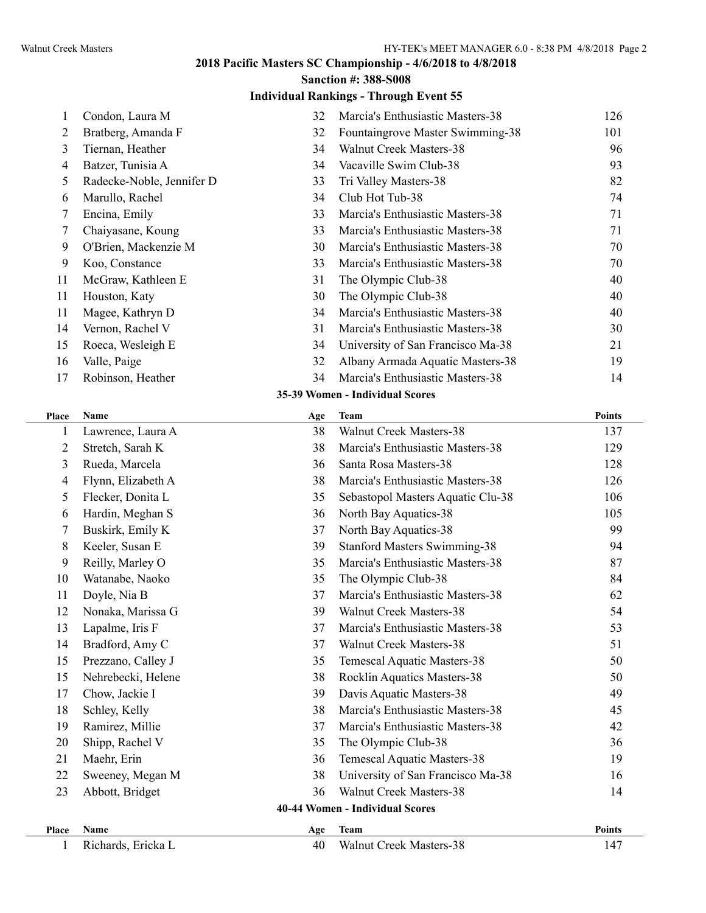## 2018 Pacific Masters SC Championship - 4/6/2018 to 4/8/2018

### Sanction #: 388-S008

### Individual Rankings - Through Event 55

| Place | Name | Age | Team | Points |
|---|---|---|---|---|
| 1 | Condon, Laura M | 32 | Marcia's Enthusiastic Masters-38 | 126 |
| 2 | Bratberg, Amanda F | 32 | Fountaingrove Master Swimming-38 | 101 |
| 3 | Tiernan, Heather | 34 | Walnut Creek Masters-38 | 96 |
| 4 | Batzer, Tunisia A | 34 | Vacaville Swim Club-38 | 93 |
| 5 | Radecke-Noble, Jennifer D | 33 | Tri Valley Masters-38 | 82 |
| 6 | Marullo, Rachel | 34 | Club Hot Tub-38 | 74 |
| 7 | Encina, Emily | 33 | Marcia's Enthusiastic Masters-38 | 71 |
| 7 | Chaiyasane, Koung | 33 | Marcia's Enthusiastic Masters-38 | 71 |
| 9 | O'Brien, Mackenzie M | 30 | Marcia's Enthusiastic Masters-38 | 70 |
| 9 | Koo, Constance | 33 | Marcia's Enthusiastic Masters-38 | 70 |
| 11 | McGraw, Kathleen E | 31 | The Olympic Club-38 | 40 |
| 11 | Houston, Katy | 30 | The Olympic Club-38 | 40 |
| 11 | Magee, Kathryn D | 34 | Marcia's Enthusiastic Masters-38 | 40 |
| 14 | Vernon, Rachel V | 31 | Marcia's Enthusiastic Masters-38 | 30 |
| 15 | Roeca, Wesleigh E | 34 | University of San Francisco Ma-38 | 21 |
| 16 | Valle, Paige | 32 | Albany Armada Aquatic Masters-38 | 19 |
| 17 | Robinson, Heather | 34 | Marcia's Enthusiastic Masters-38 | 14 |

### 35-39 Women - Individual Scores

| Place | Name | Age | Team | Points |
|---|---|---|---|---|
| 1 | Lawrence, Laura A | 38 | Walnut Creek Masters-38 | 137 |
| 2 | Stretch, Sarah K | 38 | Marcia's Enthusiastic Masters-38 | 129 |
| 3 | Rueda, Marcela | 36 | Santa Rosa Masters-38 | 128 |
| 4 | Flynn, Elizabeth A | 38 | Marcia's Enthusiastic Masters-38 | 126 |
| 5 | Flecker, Donita L | 35 | Sebastopol Masters Aquatic Clu-38 | 106 |
| 6 | Hardin, Meghan S | 36 | North Bay Aquatics-38 | 105 |
| 7 | Buskirk, Emily K | 37 | North Bay Aquatics-38 | 99 |
| 8 | Keeler, Susan E | 39 | Stanford Masters Swimming-38 | 94 |
| 9 | Reilly, Marley O | 35 | Marcia's Enthusiastic Masters-38 | 87 |
| 10 | Watanabe, Naoko | 35 | The Olympic Club-38 | 84 |
| 11 | Doyle, Nia B | 37 | Marcia's Enthusiastic Masters-38 | 62 |
| 12 | Nonaka, Marissa G | 39 | Walnut Creek Masters-38 | 54 |
| 13 | Lapalme, Iris F | 37 | Marcia's Enthusiastic Masters-38 | 53 |
| 14 | Bradford, Amy C | 37 | Walnut Creek Masters-38 | 51 |
| 15 | Prezzano, Calley J | 35 | Temescal Aquatic Masters-38 | 50 |
| 15 | Nehrebecki, Helene | 38 | Rocklin Aquatics Masters-38 | 50 |
| 17 | Chow, Jackie I | 39 | Davis Aquatic Masters-38 | 49 |
| 18 | Schley, Kelly | 38 | Marcia's Enthusiastic Masters-38 | 45 |
| 19 | Ramirez, Millie | 37 | Marcia's Enthusiastic Masters-38 | 42 |
| 20 | Shipp, Rachel V | 35 | The Olympic Club-38 | 36 |
| 21 | Maehr, Erin | 36 | Temescal Aquatic Masters-38 | 19 |
| 22 | Sweeney, Megan M | 38 | University of San Francisco Ma-38 | 16 |
| 23 | Abbott, Bridget | 36 | Walnut Creek Masters-38 | 14 |

### 40-44 Women - Individual Scores

| Place | Name | Age | Team | Points |
|---|---|---|---|---|
| 1 | Richards, Ericka L | 40 | Walnut Creek Masters-38 | 147 |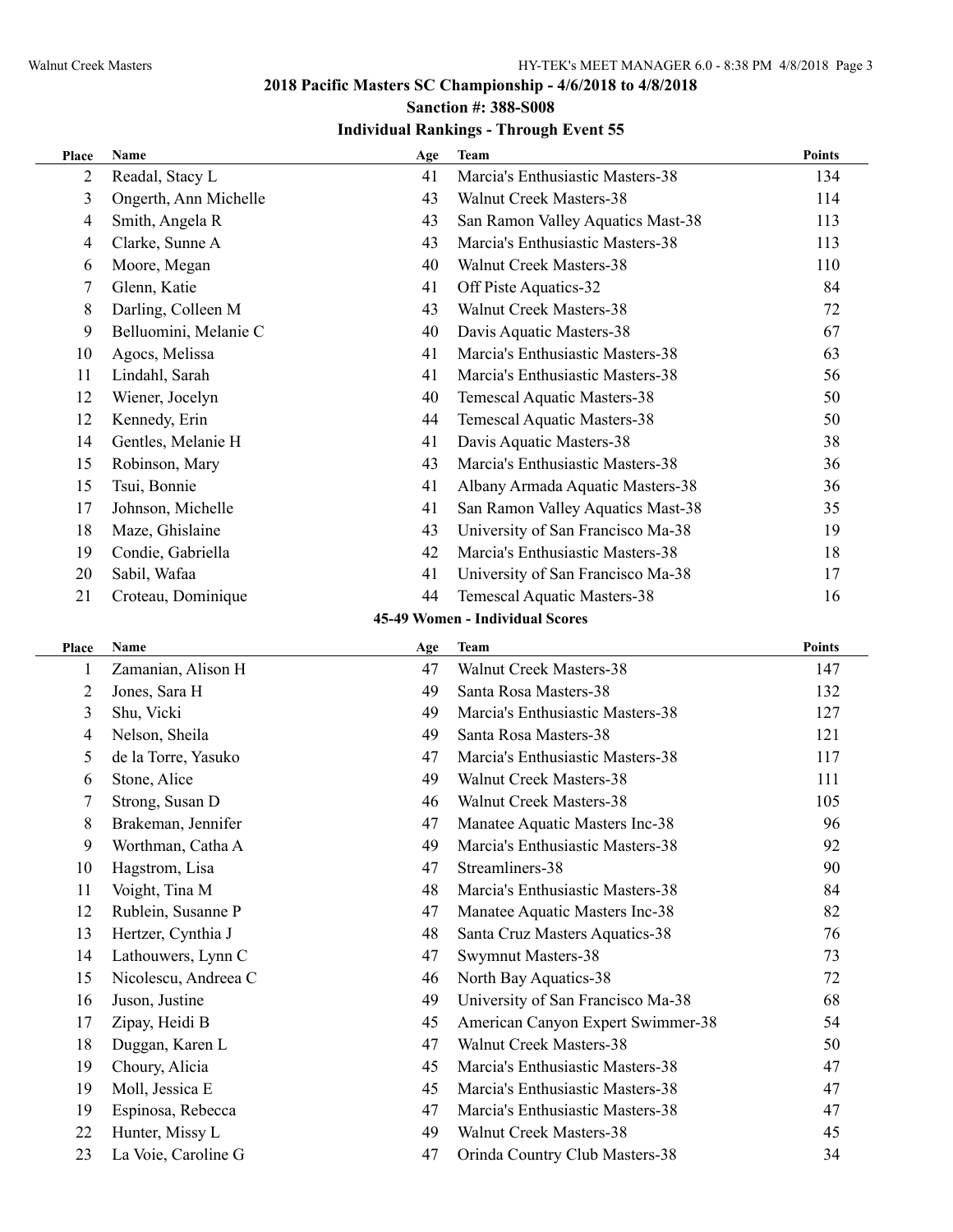## 2018 Pacific Masters SC Championship - 4/6/2018 to 4/8/2018

### Sanction #: 388-S008

### Individual Rankings - Through Event 55

| Place | Name | Age | Team | Points |
|---|---|---|---|---|
| 2 | Readal, Stacy L | 41 | Marcia's Enthusiastic Masters-38 | 134 |
| 3 | Ongerth, Ann Michelle | 43 | Walnut Creek Masters-38 | 114 |
| 4 | Smith, Angela R | 43 | San Ramon Valley Aquatics Mast-38 | 113 |
| 4 | Clarke, Sunne A | 43 | Marcia's Enthusiastic Masters-38 | 113 |
| 6 | Moore, Megan | 40 | Walnut Creek Masters-38 | 110 |
| 7 | Glenn, Katie | 41 | Off Piste Aquatics-32 | 84 |
| 8 | Darling, Colleen M | 43 | Walnut Creek Masters-38 | 72 |
| 9 | Belluomini, Melanie C | 40 | Davis Aquatic Masters-38 | 67 |
| 10 | Agocs, Melissa | 41 | Marcia's Enthusiastic Masters-38 | 63 |
| 11 | Lindahl, Sarah | 41 | Marcia's Enthusiastic Masters-38 | 56 |
| 12 | Wiener, Jocelyn | 40 | Temescal Aquatic Masters-38 | 50 |
| 12 | Kennedy, Erin | 44 | Temescal Aquatic Masters-38 | 50 |
| 14 | Gentles, Melanie H | 41 | Davis Aquatic Masters-38 | 38 |
| 15 | Robinson, Mary | 43 | Marcia's Enthusiastic Masters-38 | 36 |
| 15 | Tsui, Bonnie | 41 | Albany Armada Aquatic Masters-38 | 36 |
| 17 | Johnson, Michelle | 41 | San Ramon Valley Aquatics Mast-38 | 35 |
| 18 | Maze, Ghislaine | 43 | University of San Francisco Ma-38 | 19 |
| 19 | Condie, Gabriella | 42 | Marcia's Enthusiastic Masters-38 | 18 |
| 20 | Sabil, Wafaa | 41 | University of San Francisco Ma-38 | 17 |
| 21 | Croteau, Dominique | 44 | Temescal Aquatic Masters-38 | 16 |

### 45-49 Women - Individual Scores

| Place | Name | Age | Team | Points |
|---|---|---|---|---|
| 1 | Zamanian, Alison H | 47 | Walnut Creek Masters-38 | 147 |
| 2 | Jones, Sara H | 49 | Santa Rosa Masters-38 | 132 |
| 3 | Shu, Vicki | 49 | Marcia's Enthusiastic Masters-38 | 127 |
| 4 | Nelson, Sheila | 49 | Santa Rosa Masters-38 | 121 |
| 5 | de la Torre, Yasuko | 47 | Marcia's Enthusiastic Masters-38 | 117 |
| 6 | Stone, Alice | 49 | Walnut Creek Masters-38 | 111 |
| 7 | Strong, Susan D | 46 | Walnut Creek Masters-38 | 105 |
| 8 | Brakeman, Jennifer | 47 | Manatee Aquatic Masters Inc-38 | 96 |
| 9 | Worthman, Catha A | 49 | Marcia's Enthusiastic Masters-38 | 92 |
| 10 | Hagstrom, Lisa | 47 | Streamliners-38 | 90 |
| 11 | Voight, Tina M | 48 | Marcia's Enthusiastic Masters-38 | 84 |
| 12 | Rublein, Susanne P | 47 | Manatee Aquatic Masters Inc-38 | 82 |
| 13 | Hertzer, Cynthia J | 48 | Santa Cruz Masters Aquatics-38 | 76 |
| 14 | Lathouwers, Lynn C | 47 | Swymnut Masters-38 | 73 |
| 15 | Nicolescu, Andreea C | 46 | North Bay Aquatics-38 | 72 |
| 16 | Juson, Justine | 49 | University of San Francisco Ma-38 | 68 |
| 17 | Zipay, Heidi B | 45 | American Canyon Expert Swimmer-38 | 54 |
| 18 | Duggan, Karen L | 47 | Walnut Creek Masters-38 | 50 |
| 19 | Choury, Alicia | 45 | Marcia's Enthusiastic Masters-38 | 47 |
| 19 | Moll, Jessica E | 45 | Marcia's Enthusiastic Masters-38 | 47 |
| 19 | Espinosa, Rebecca | 47 | Marcia's Enthusiastic Masters-38 | 47 |
| 22 | Hunter, Missy L | 49 | Walnut Creek Masters-38 | 45 |
| 23 | La Voie, Caroline G | 47 | Orinda Country Club Masters-38 | 34 |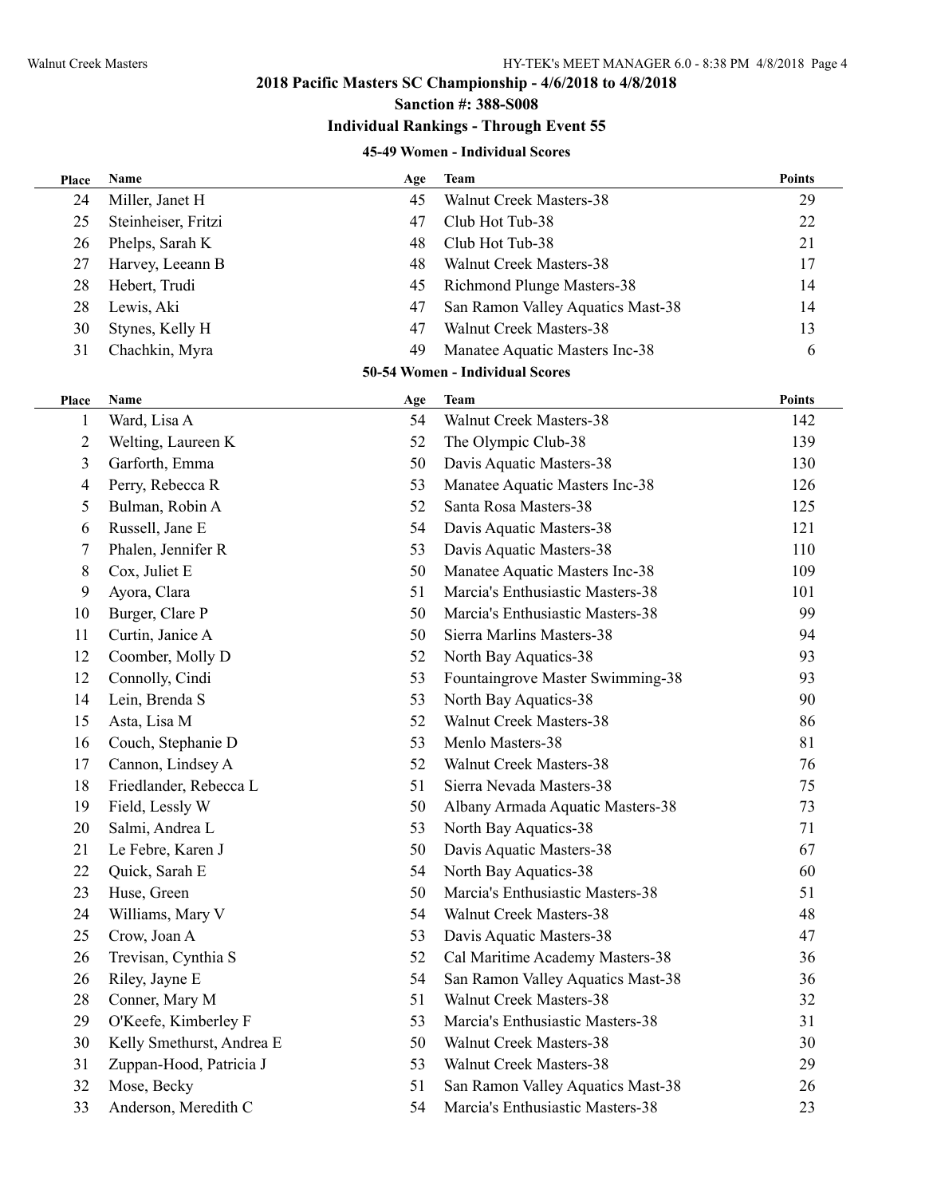## 2018 Pacific Masters SC Championship - 4/6/2018 to 4/8/2018

### Sanction #: 388-S008

### Individual Rankings - Through Event 55

#### 45-49 Women - Individual Scores

| Place | Name | Age | Team | Points |
|---|---|---|---|---|
| 24 | Miller, Janet H | 45 | Walnut Creek Masters-38 | 29 |
| 25 | Steinheiser, Fritzi | 47 | Club Hot Tub-38 | 22 |
| 26 | Phelps, Sarah K | 48 | Club Hot Tub-38 | 21 |
| 27 | Harvey, Leeann B | 48 | Walnut Creek Masters-38 | 17 |
| 28 | Hebert, Trudi | 45 | Richmond Plunge Masters-38 | 14 |
| 28 | Lewis, Aki | 47 | San Ramon Valley Aquatics Mast-38 | 14 |
| 30 | Stynes, Kelly H | 47 | Walnut Creek Masters-38 | 13 |
| 31 | Chachkin, Myra | 49 | Manatee Aquatic Masters Inc-38 | 6 |

#### 50-54 Women - Individual Scores

| Place | Name | Age | Team | Points |
|---|---|---|---|---|
| 1 | Ward, Lisa A | 54 | Walnut Creek Masters-38 | 142 |
| 2 | Welting, Laureen K | 52 | The Olympic Club-38 | 139 |
| 3 | Garforth, Emma | 50 | Davis Aquatic Masters-38 | 130 |
| 4 | Perry, Rebecca R | 53 | Manatee Aquatic Masters Inc-38 | 126 |
| 5 | Bulman, Robin A | 52 | Santa Rosa Masters-38 | 125 |
| 6 | Russell, Jane E | 54 | Davis Aquatic Masters-38 | 121 |
| 7 | Phalen, Jennifer R | 53 | Davis Aquatic Masters-38 | 110 |
| 8 | Cox, Juliet E | 50 | Manatee Aquatic Masters Inc-38 | 109 |
| 9 | Ayora, Clara | 51 | Marcia's Enthusiastic Masters-38 | 101 |
| 10 | Burger, Clare P | 50 | Marcia's Enthusiastic Masters-38 | 99 |
| 11 | Curtin, Janice A | 50 | Sierra Marlins Masters-38 | 94 |
| 12 | Coomber, Molly D | 52 | North Bay Aquatics-38 | 93 |
| 12 | Connolly, Cindi | 53 | Fountaingrove Master Swimming-38 | 93 |
| 14 | Lein, Brenda S | 53 | North Bay Aquatics-38 | 90 |
| 15 | Asta, Lisa M | 52 | Walnut Creek Masters-38 | 86 |
| 16 | Couch, Stephanie D | 53 | Menlo Masters-38 | 81 |
| 17 | Cannon, Lindsey A | 52 | Walnut Creek Masters-38 | 76 |
| 18 | Friedlander, Rebecca L | 51 | Sierra Nevada Masters-38 | 75 |
| 19 | Field, Lessly W | 50 | Albany Armada Aquatic Masters-38 | 73 |
| 20 | Salmi, Andrea L | 53 | North Bay Aquatics-38 | 71 |
| 21 | Le Febre, Karen J | 50 | Davis Aquatic Masters-38 | 67 |
| 22 | Quick, Sarah E | 54 | North Bay Aquatics-38 | 60 |
| 23 | Huse, Green | 50 | Marcia's Enthusiastic Masters-38 | 51 |
| 24 | Williams, Mary V | 54 | Walnut Creek Masters-38 | 48 |
| 25 | Crow, Joan A | 53 | Davis Aquatic Masters-38 | 47 |
| 26 | Trevisan, Cynthia S | 52 | Cal Maritime Academy Masters-38 | 36 |
| 26 | Riley, Jayne E | 54 | San Ramon Valley Aquatics Mast-38 | 36 |
| 28 | Conner, Mary M | 51 | Walnut Creek Masters-38 | 32 |
| 29 | O'Keefe, Kimberley F | 53 | Marcia's Enthusiastic Masters-38 | 31 |
| 30 | Kelly Smethurst, Andrea E | 50 | Walnut Creek Masters-38 | 30 |
| 31 | Zuppan-Hood, Patricia J | 53 | Walnut Creek Masters-38 | 29 |
| 32 | Mose, Becky | 51 | San Ramon Valley Aquatics Mast-38 | 26 |
| 33 | Anderson, Meredith C | 54 | Marcia's Enthusiastic Masters-38 | 23 |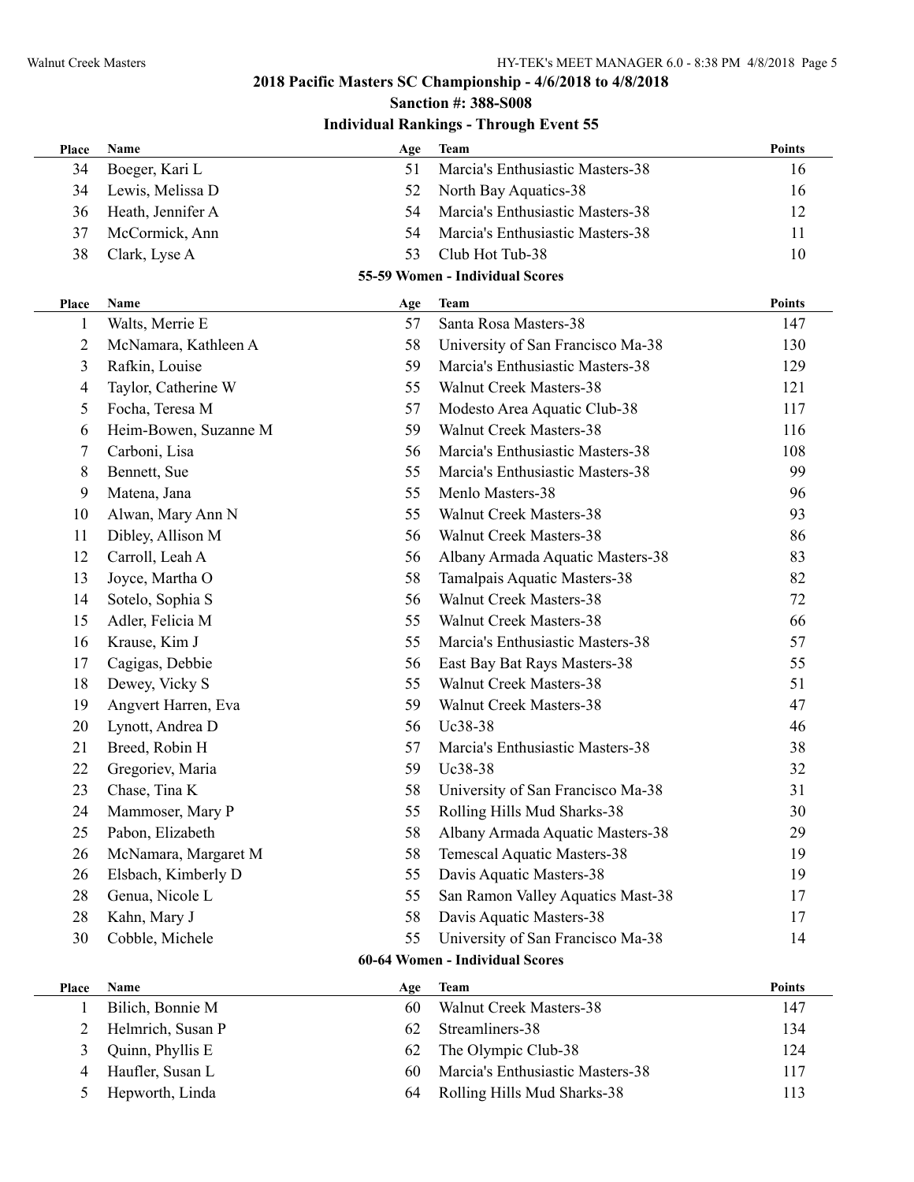## 2018 Pacific Masters SC Championship - 4/6/2018 to 4/8/2018

### Sanction #: 388-S008

### Individual Rankings - Through Event 55

| Place | Name | Age | Team | Points |
|---|---|---|---|---|
| 34 | Boeger, Kari L | 51 | Marcia's Enthusiastic Masters-38 | 16 |
| 34 | Lewis, Melissa D | 52 | North Bay Aquatics-38 | 16 |
| 36 | Heath, Jennifer A | 54 | Marcia's Enthusiastic Masters-38 | 12 |
| 37 | McCormick, Ann | 54 | Marcia's Enthusiastic Masters-38 | 11 |
| 38 | Clark, Lyse A | 53 | Club Hot Tub-38 | 10 |

#### 55-59 Women - Individual Scores

| Place | Name | Age | Team | Points |
|---|---|---|---|---|
| 1 | Walts, Merrie E | 57 | Santa Rosa Masters-38 | 147 |
| 2 | McNamara, Kathleen A | 58 | University of San Francisco Ma-38 | 130 |
| 3 | Rafkin, Louise | 59 | Marcia's Enthusiastic Masters-38 | 129 |
| 4 | Taylor, Catherine W | 55 | Walnut Creek Masters-38 | 121 |
| 5 | Focha, Teresa M | 57 | Modesto Area Aquatic Club-38 | 117 |
| 6 | Heim-Bowen, Suzanne M | 59 | Walnut Creek Masters-38 | 116 |
| 7 | Carboni, Lisa | 56 | Marcia's Enthusiastic Masters-38 | 108 |
| 8 | Bennett, Sue | 55 | Marcia's Enthusiastic Masters-38 | 99 |
| 9 | Matena, Jana | 55 | Menlo Masters-38 | 96 |
| 10 | Alwan, Mary Ann N | 55 | Walnut Creek Masters-38 | 93 |
| 11 | Dibley, Allison M | 56 | Walnut Creek Masters-38 | 86 |
| 12 | Carroll, Leah A | 56 | Albany Armada Aquatic Masters-38 | 83 |
| 13 | Joyce, Martha O | 58 | Tamalpais Aquatic Masters-38 | 82 |
| 14 | Sotelo, Sophia S | 56 | Walnut Creek Masters-38 | 72 |
| 15 | Adler, Felicia M | 55 | Walnut Creek Masters-38 | 66 |
| 16 | Krause, Kim J | 55 | Marcia's Enthusiastic Masters-38 | 57 |
| 17 | Cagigas, Debbie | 56 | East Bay Bat Rays Masters-38 | 55 |
| 18 | Dewey, Vicky S | 55 | Walnut Creek Masters-38 | 51 |
| 19 | Angvert Harren, Eva | 59 | Walnut Creek Masters-38 | 47 |
| 20 | Lynott, Andrea D | 56 | Uc38-38 | 46 |
| 21 | Breed, Robin H | 57 | Marcia's Enthusiastic Masters-38 | 38 |
| 22 | Gregoriev, Maria | 59 | Uc38-38 | 32 |
| 23 | Chase, Tina K | 58 | University of San Francisco Ma-38 | 31 |
| 24 | Mammoser, Mary P | 55 | Rolling Hills Mud Sharks-38 | 30 |
| 25 | Pabon, Elizabeth | 58 | Albany Armada Aquatic Masters-38 | 29 |
| 26 | McNamara, Margaret M | 58 | Temescal Aquatic Masters-38 | 19 |
| 26 | Elsbach, Kimberly D | 55 | Davis Aquatic Masters-38 | 19 |
| 28 | Genua, Nicole L | 55 | San Ramon Valley Aquatics Mast-38 | 17 |
| 28 | Kahn, Mary J | 58 | Davis Aquatic Masters-38 | 17 |
| 30 | Cobble, Michele | 55 | University of San Francisco Ma-38 | 14 |

#### 60-64 Women - Individual Scores

| Place | Name | Age | Team | Points |
|---|---|---|---|---|
| 1 | Bilich, Bonnie M | 60 | Walnut Creek Masters-38 | 147 |
| 2 | Helmrich, Susan P | 62 | Streamliners-38 | 134 |
| 3 | Quinn, Phyllis E | 62 | The Olympic Club-38 | 124 |
| 4 | Haufler, Susan L | 60 | Marcia's Enthusiastic Masters-38 | 117 |
| 5 | Hepworth, Linda | 64 | Rolling Hills Mud Sharks-38 | 113 |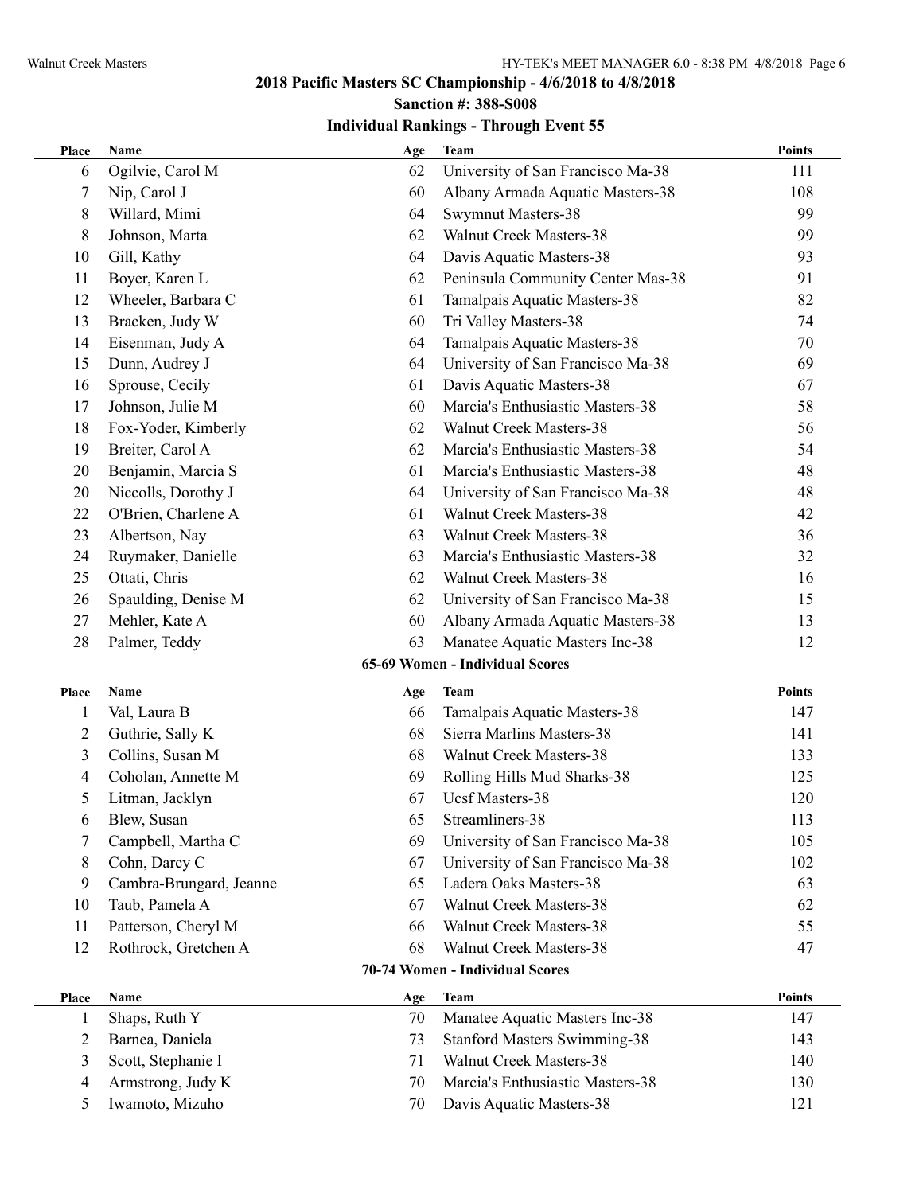## 2018 Pacific Masters SC Championship - 4/6/2018 to 4/8/2018

### Sanction #: 388-S008

### Individual Rankings - Through Event 55

| Place | Name | Age | Team | Points |
|---|---|---|---|---|
| 6 | Ogilvie, Carol M | 62 | University of San Francisco Ma-38 | 111 |
| 7 | Nip, Carol J | 60 | Albany Armada Aquatic Masters-38 | 108 |
| 8 | Willard, Mimi | 64 | Swymnut Masters-38 | 99 |
| 8 | Johnson, Marta | 62 | Walnut Creek Masters-38 | 99 |
| 10 | Gill, Kathy | 64 | Davis Aquatic Masters-38 | 93 |
| 11 | Boyer, Karen L | 62 | Peninsula Community Center Mas-38 | 91 |
| 12 | Wheeler, Barbara C | 61 | Tamalpais Aquatic Masters-38 | 82 |
| 13 | Bracken, Judy W | 60 | Tri Valley Masters-38 | 74 |
| 14 | Eisenman, Judy A | 64 | Tamalpais Aquatic Masters-38 | 70 |
| 15 | Dunn, Audrey J | 64 | University of San Francisco Ma-38 | 69 |
| 16 | Sprouse, Cecily | 61 | Davis Aquatic Masters-38 | 67 |
| 17 | Johnson, Julie M | 60 | Marcia's Enthusiastic Masters-38 | 58 |
| 18 | Fox-Yoder, Kimberly | 62 | Walnut Creek Masters-38 | 56 |
| 19 | Breiter, Carol A | 62 | Marcia's Enthusiastic Masters-38 | 54 |
| 20 | Benjamin, Marcia S | 61 | Marcia's Enthusiastic Masters-38 | 48 |
| 20 | Niccolls, Dorothy J | 64 | University of San Francisco Ma-38 | 48 |
| 22 | O'Brien, Charlene A | 61 | Walnut Creek Masters-38 | 42 |
| 23 | Albertson, Nay | 63 | Walnut Creek Masters-38 | 36 |
| 24 | Ruymaker, Danielle | 63 | Marcia's Enthusiastic Masters-38 | 32 |
| 25 | Ottati, Chris | 62 | Walnut Creek Masters-38 | 16 |
| 26 | Spaulding, Denise M | 62 | University of San Francisco Ma-38 | 15 |
| 27 | Mehler, Kate A | 60 | Albany Armada Aquatic Masters-38 | 13 |
| 28 | Palmer, Teddy | 63 | Manatee Aquatic Masters Inc-38 | 12 |

### 65-69 Women - Individual Scores

| Place | Name | Age | Team | Points |
|---|---|---|---|---|
| 1 | Val, Laura B | 66 | Tamalpais Aquatic Masters-38 | 147 |
| 2 | Guthrie, Sally K | 68 | Sierra Marlins Masters-38 | 141 |
| 3 | Collins, Susan M | 68 | Walnut Creek Masters-38 | 133 |
| 4 | Coholan, Annette M | 69 | Rolling Hills Mud Sharks-38 | 125 |
| 5 | Litman, Jacklyn | 67 | Ucsf Masters-38 | 120 |
| 6 | Blew, Susan | 65 | Streamliners-38 | 113 |
| 7 | Campbell, Martha C | 69 | University of San Francisco Ma-38 | 105 |
| 8 | Cohn, Darcy C | 67 | University of San Francisco Ma-38 | 102 |
| 9 | Cambra-Brungard, Jeanne | 65 | Ladera Oaks Masters-38 | 63 |
| 10 | Taub, Pamela A | 67 | Walnut Creek Masters-38 | 62 |
| 11 | Patterson, Cheryl M | 66 | Walnut Creek Masters-38 | 55 |
| 12 | Rothrock, Gretchen A | 68 | Walnut Creek Masters-38 | 47 |

### 70-74 Women - Individual Scores

| Place | Name | Age | Team | Points |
|---|---|---|---|---|
| 1 | Shaps, Ruth Y | 70 | Manatee Aquatic Masters Inc-38 | 147 |
| 2 | Barnea, Daniela | 73 | Stanford Masters Swimming-38 | 143 |
| 3 | Scott, Stephanie I | 71 | Walnut Creek Masters-38 | 140 |
| 4 | Armstrong, Judy K | 70 | Marcia's Enthusiastic Masters-38 | 130 |
| 5 | Iwamoto, Mizuho | 70 | Davis Aquatic Masters-38 | 121 |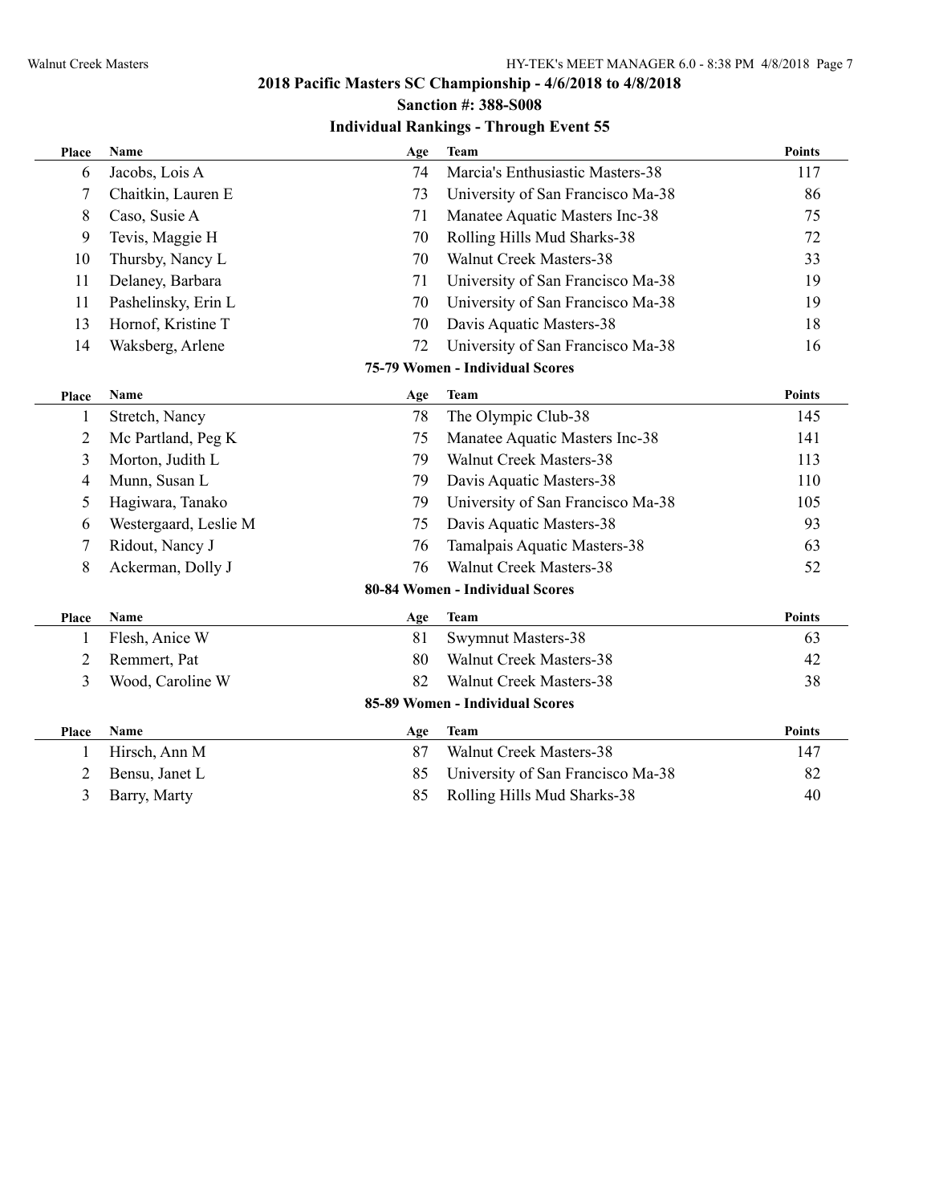## 2018 Pacific Masters SC Championship - 4/6/2018 to 4/8/2018

**Sanction #: 388-S008**

### Individual Rankings - Through Event 55

| Place | Name | Age | Team | Points |
|---|---|---|---|---|
| 6 | Jacobs, Lois A | 74 | Marcia's Enthusiastic Masters-38 | 117 |
| 7 | Chaitkin, Lauren E | 73 | University of San Francisco Ma-38 | 86 |
| 8 | Caso, Susie A | 71 | Manatee Aquatic Masters Inc-38 | 75 |
| 9 | Tevis, Maggie H | 70 | Rolling Hills Mud Sharks-38 | 72 |
| 10 | Thursby, Nancy L | 70 | Walnut Creek Masters-38 | 33 |
| 11 | Delaney, Barbara | 71 | University of San Francisco Ma-38 | 19 |
| 11 | Pashelinsky, Erin L | 70 | University of San Francisco Ma-38 | 19 |
| 13 | Hornof, Kristine T | 70 | Davis Aquatic Masters-38 | 18 |
| 14 | Waksberg, Arlene | 72 | University of San Francisco Ma-38 | 16 |

#### 75-79 Women - Individual Scores

| Place | Name | Age | Team | Points |
|---|---|---|---|---|
| 1 | Stretch, Nancy | 78 | The Olympic Club-38 | 145 |
| 2 | Mc Partland, Peg K | 75 | Manatee Aquatic Masters Inc-38 | 141 |
| 3 | Morton, Judith L | 79 | Walnut Creek Masters-38 | 113 |
| 4 | Munn, Susan L | 79 | Davis Aquatic Masters-38 | 110 |
| 5 | Hagiwara, Tanako | 79 | University of San Francisco Ma-38 | 105 |
| 6 | Westergaard, Leslie M | 75 | Davis Aquatic Masters-38 | 93 |
| 7 | Ridout, Nancy J | 76 | Tamalpais Aquatic Masters-38 | 63 |
| 8 | Ackerman, Dolly J | 76 | Walnut Creek Masters-38 | 52 |

#### 80-84 Women - Individual Scores

| Place | Name | Age | Team | Points |
|---|---|---|---|---|
| 1 | Flesh, Anice W | 81 | Swymnut Masters-38 | 63 |
| 2 | Remmert, Pat | 80 | Walnut Creek Masters-38 | 42 |
| 3 | Wood, Caroline W | 82 | Walnut Creek Masters-38 | 38 |

#### 85-89 Women - Individual Scores

| Place | Name | Age | Team | Points |
|---|---|---|---|---|
| 1 | Hirsch, Ann M | 87 | Walnut Creek Masters-38 | 147 |
| 2 | Bensu, Janet L | 85 | University of San Francisco Ma-38 | 82 |
| 3 | Barry, Marty | 85 | Rolling Hills Mud Sharks-38 | 40 |